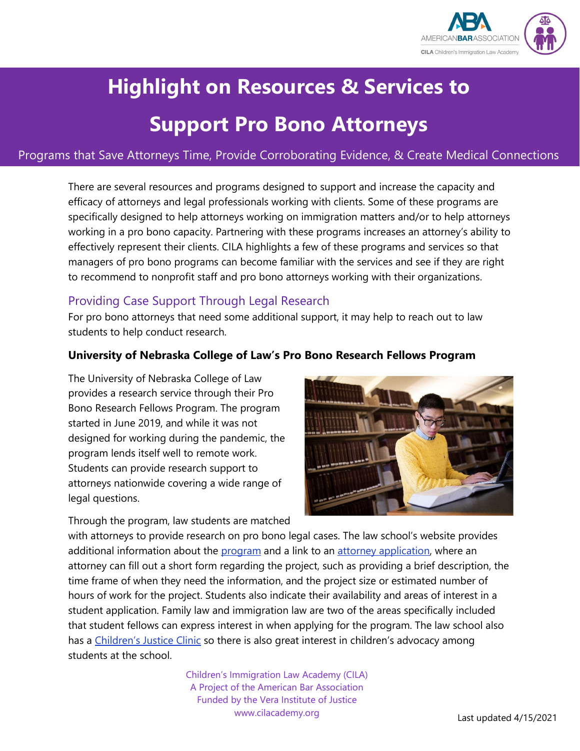# Highlight on Resources & Services to Support Pro Bono Attorneys

Programs that Save Attorneys Time, Provide Corroborating Evidence, & Create Medical Connections

There are several resources and programs designed to support and increase the capacity and efficacy of attorneys and legal professionals working with clients. Some of these programs are specifically designed to help attorneys working on immigration matters and/or to help attorneys working in a pro bono capacity. Partnering with these programs increases an attorney's ability to effectively represent their clients. CILA highlights a few of these programs and services so that managers of pro bono programs can become familiar with the services and see if they are right to recommend to nonprofit staff and pro bono attorneys working with their organizations.

## Providing Case Support Through Legal Research

For pro bono attorneys that need some additional support, it may help to reach out to law students to help conduct research.

### University of Nebraska College of Law's Pro Bono Research Fellows Program

The University of Nebraska College of Law provides a research service through their Pro Bono Research Fellows Program. The program started in June 2019, and while it was not designed for working during the pandemic, the program lends itself well to remote work. Students can provide research support to attorneys nationwide covering a wide range of legal questions.

Through the program, law students are matched with attorneys to provide research on pro bono legal cases. The law school's website provides additional information about the program and a link to an attorney application, where an attorney can fill out a short form regarding the project, such as providing a brief description, the time frame of when they need the information, and the project size or estimated number of hours of work for the project. Students also indicate their availability and areas of interest in a student application. Family law and immigration law are two of the areas specifically included that student fellows can express interest in when applying for the program. The law school also has a Children's Justice Clinic so there is also great interest in children's advocacy among students at the school.

Children's Immigration Law Academy (CILA)
A Project of the American Bar Association
Funded by the Vera Institute of Justice
www.cilacademy.org

Last updated 4/15/2021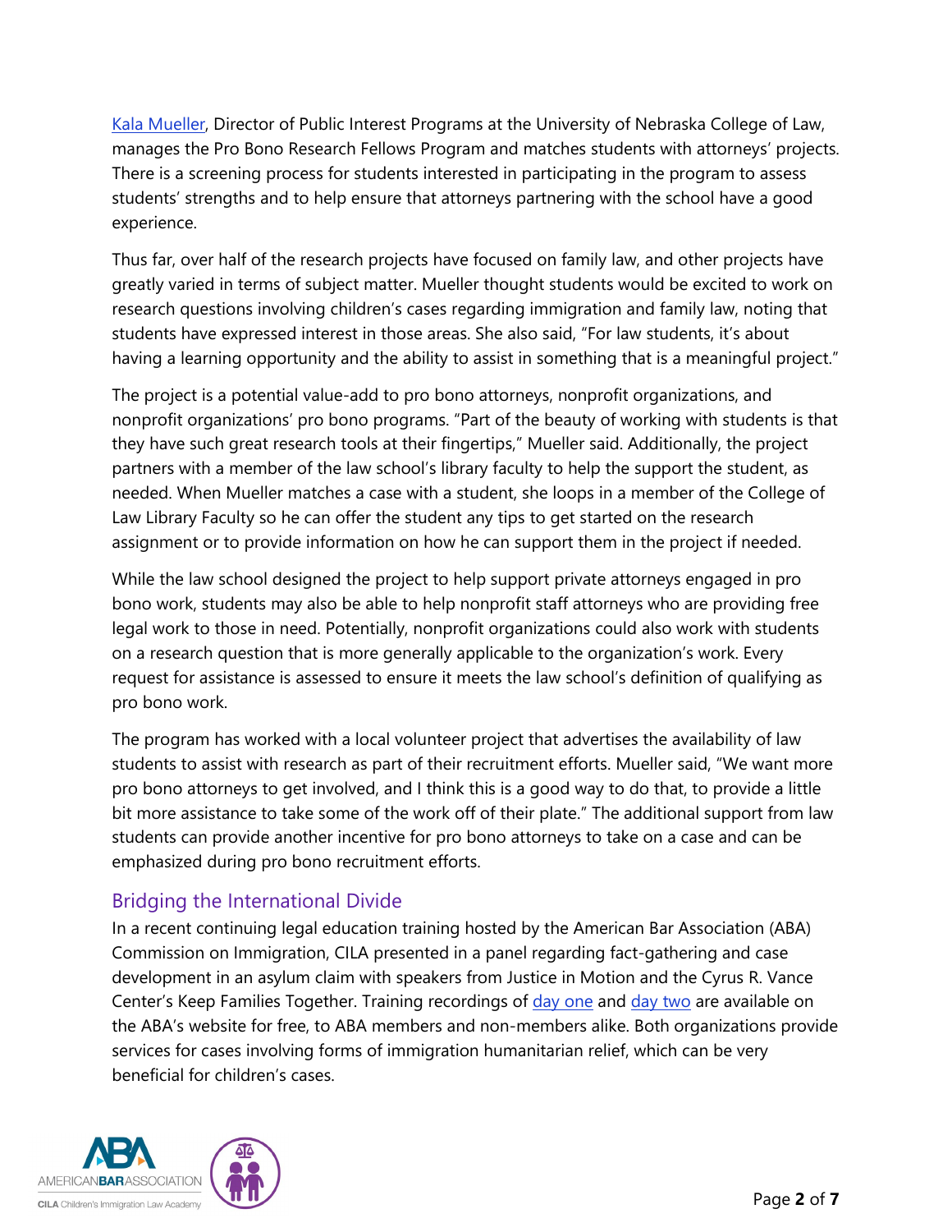Kala Mueller, Director of Public Interest Programs at the University of Nebraska College of Law, manages the Pro Bono Research Fellows Program and matches students with attorneys' projects. There is a screening process for students interested in participating in the program to assess students' strengths and to help ensure that attorneys partnering with the school have a good experience.

Thus far, over half of the research projects have focused on family law, and other projects have greatly varied in terms of subject matter. Mueller thought students would be excited to work on research questions involving children's cases regarding immigration and family law, noting that students have expressed interest in those areas. She also said, "For law students, it's about having a learning opportunity and the ability to assist in something that is a meaningful project."

The project is a potential value-add to pro bono attorneys, nonprofit organizations, and nonprofit organizations' pro bono programs. "Part of the beauty of working with students is that they have such great research tools at their fingertips," Mueller said. Additionally, the project partners with a member of the law school's library faculty to help the support the student, as needed. When Mueller matches a case with a student, she loops in a member of the College of Law Library Faculty so he can offer the student any tips to get started on the research assignment or to provide information on how he can support them in the project if needed.

While the law school designed the project to help support private attorneys engaged in pro bono work, students may also be able to help nonprofit staff attorneys who are providing free legal work to those in need. Potentially, nonprofit organizations could also work with students on a research question that is more generally applicable to the organization's work. Every request for assistance is assessed to ensure it meets the law school's definition of qualifying as pro bono work.

The program has worked with a local volunteer project that advertises the availability of law students to assist with research as part of their recruitment efforts. Mueller said, "We want more pro bono attorneys to get involved, and I think this is a good way to do that, to provide a little bit more assistance to take some of the work off of their plate." The additional support from law students can provide another incentive for pro bono attorneys to take on a case and can be emphasized during pro bono recruitment efforts.

## Bridging the International Divide

In a recent continuing legal education training hosted by the American Bar Association (ABA) Commission on Immigration, CILA presented in a panel regarding fact-gathering and case development in an asylum claim with speakers from Justice in Motion and the Cyrus R. Vance Center's Keep Families Together. Training recordings of day one and day two are available on the ABA's website for free, to ABA members and non-members alike. Both organizations provide services for cases involving forms of immigration humanitarian relief, which can be very beneficial for children's cases.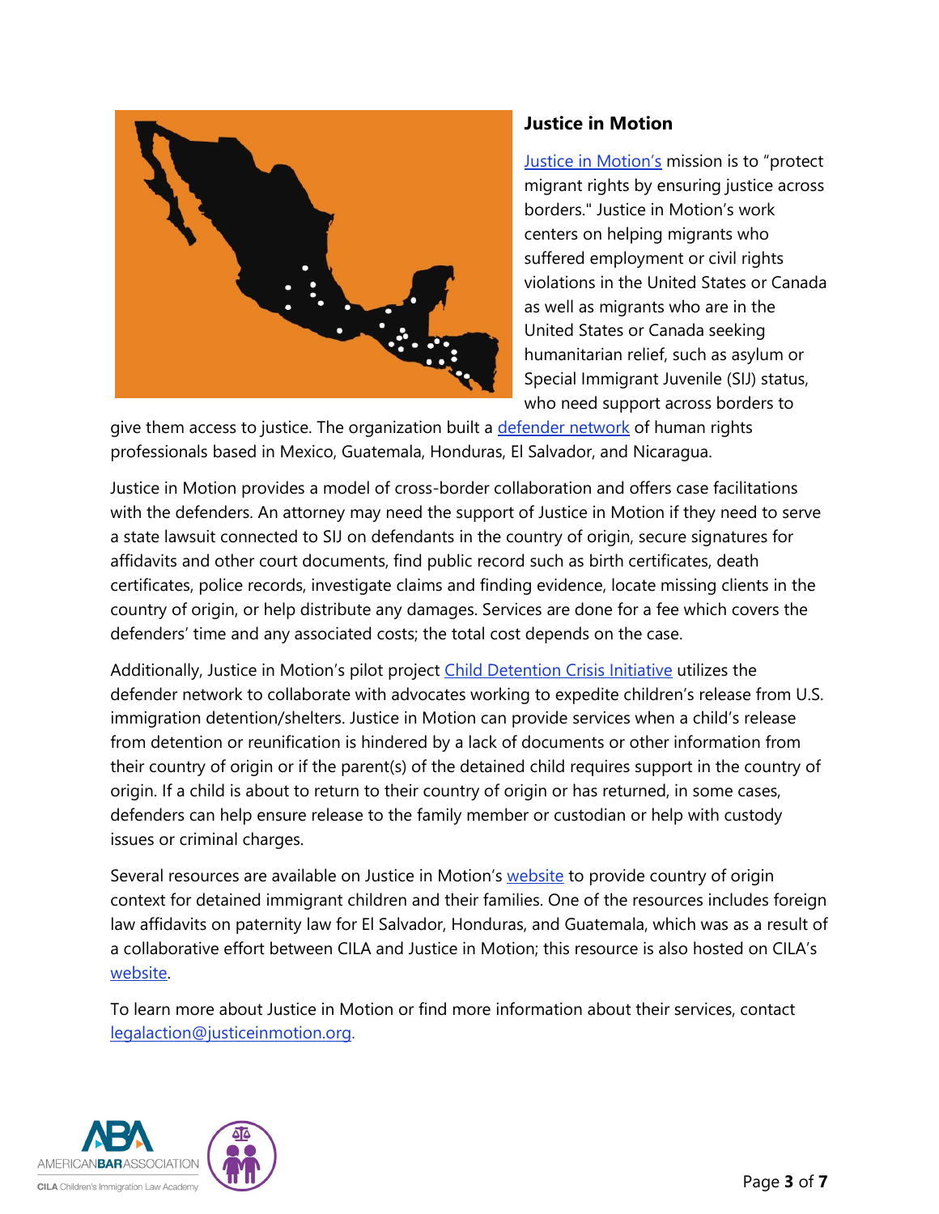### Justice in Motion

Justice in Motion's mission is to "protect migrant rights by ensuring justice across borders." Justice in Motion's work centers on helping migrants who suffered employment or civil rights violations in the United States or Canada as well as migrants who are in the United States or Canada seeking humanitarian relief, such as asylum or Special Immigrant Juvenile (SIJ) status, who need support across borders to give them access to justice. The organization built a defender network of human rights professionals based in Mexico, Guatemala, Honduras, El Salvador, and Nicaragua.

Justice in Motion provides a model of cross-border collaboration and offers case facilitations with the defenders. An attorney may need the support of Justice in Motion if they need to serve a state lawsuit connected to SIJ on defendants in the country of origin, secure signatures for affidavits and other court documents, find public record such as birth certificates, death certificates, police records, investigate claims and finding evidence, locate missing clients in the country of origin, or help distribute any damages. Services are done for a fee which covers the defenders' time and any associated costs; the total cost depends on the case.

Additionally, Justice in Motion's pilot project Child Detention Crisis Initiative utilizes the defender network to collaborate with advocates working to expedite children's release from U.S. immigration detention/shelters. Justice in Motion can provide services when a child's release from detention or reunification is hindered by a lack of documents or other information from their country of origin or if the parent(s) of the detained child requires support in the country of origin. If a child is about to return to their country of origin or has returned, in some cases, defenders can help ensure release to the family member or custodian or help with custody issues or criminal charges.

Several resources are available on Justice in Motion's website to provide country of origin context for detained immigrant children and their families. One of the resources includes foreign law affidavits on paternity law for El Salvador, Honduras, and Guatemala, which was as a result of a collaborative effort between CILA and Justice in Motion; this resource is also hosted on CILA's website.

To learn more about Justice in Motion or find more information about their services, contact legalaction@justiceinmotion.org.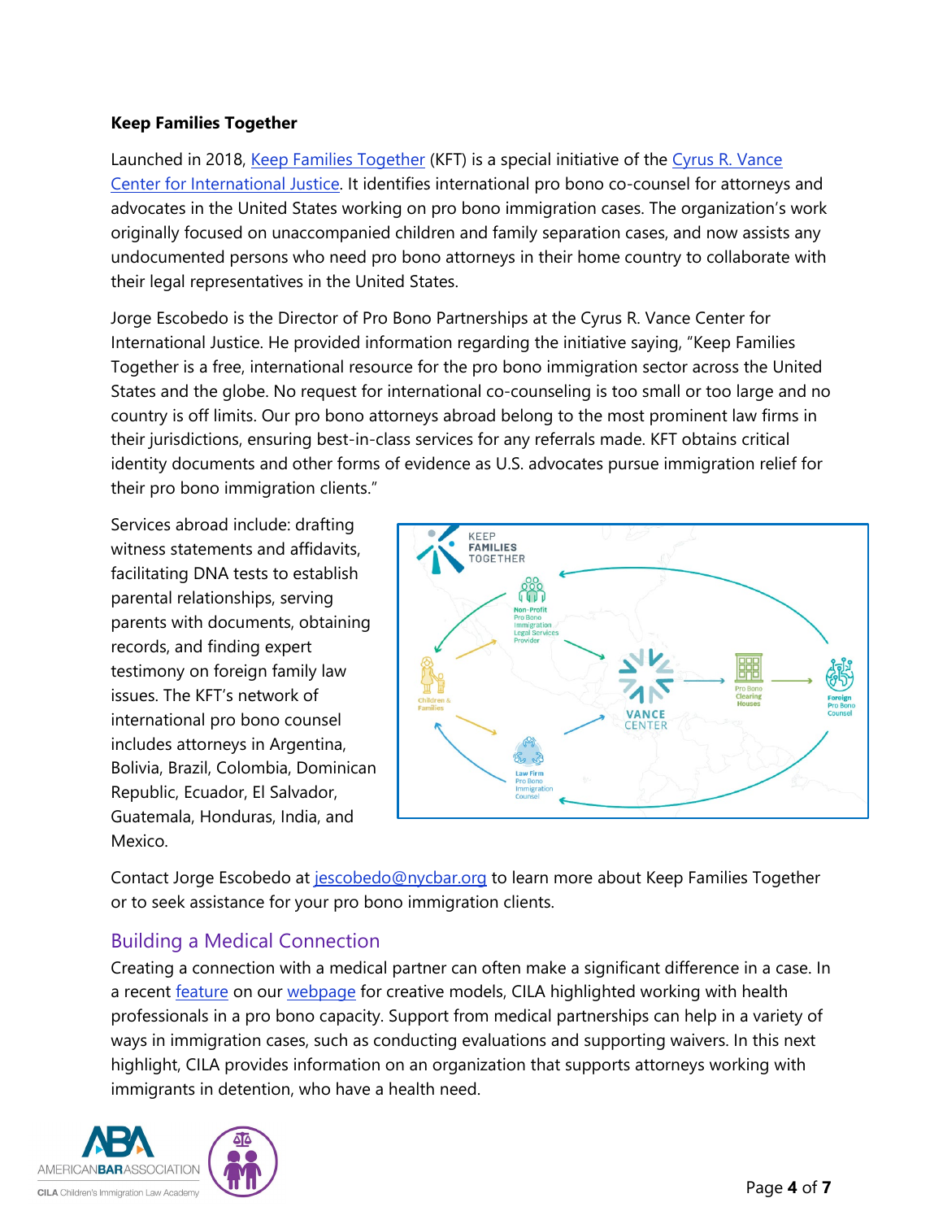**Keep Families Together**

Launched in 2018, Keep Families Together (KFT) is a special initiative of the Cyrus R. Vance Center for International Justice. It identifies international pro bono co-counsel for attorneys and advocates in the United States working on pro bono immigration cases. The organization's work originally focused on unaccompanied children and family separation cases, and now assists any undocumented persons who need pro bono attorneys in their home country to collaborate with their legal representatives in the United States.

Jorge Escobedo is the Director of Pro Bono Partnerships at the Cyrus R. Vance Center for International Justice. He provided information regarding the initiative saying, "Keep Families Together is a free, international resource for the pro bono immigration sector across the United States and the globe. No request for international co-counseling is too small or too large and no country is off limits. Our pro bono attorneys abroad belong to the most prominent law firms in their jurisdictions, ensuring best-in-class services for any referrals made. KFT obtains critical identity documents and other forms of evidence as U.S. advocates pursue immigration relief for their pro bono immigration clients."

Services abroad include: drafting witness statements and affidavits, facilitating DNA tests to establish parental relationships, serving parents with documents, obtaining records, and finding expert testimony on foreign family law issues. The KFT's network of international pro bono counsel includes attorneys in Argentina, Bolivia, Brazil, Colombia, Dominican Republic, Ecuador, El Salvador, Guatemala, Honduras, India, and Mexico.

Contact Jorge Escobedo at jescobedo@nycbar.org to learn more about Keep Families Together or to seek assistance for your pro bono immigration clients.

## Building a Medical Connection

Creating a connection with a medical partner can often make a significant difference in a case. In a recent feature on our webpage for creative models, CILA highlighted working with health professionals in a pro bono capacity. Support from medical partnerships can help in a variety of ways in immigration cases, such as conducting evaluations and supporting waivers. In this next highlight, CILA provides information on an organization that supports attorneys working with immigrants in detention, who have a health need.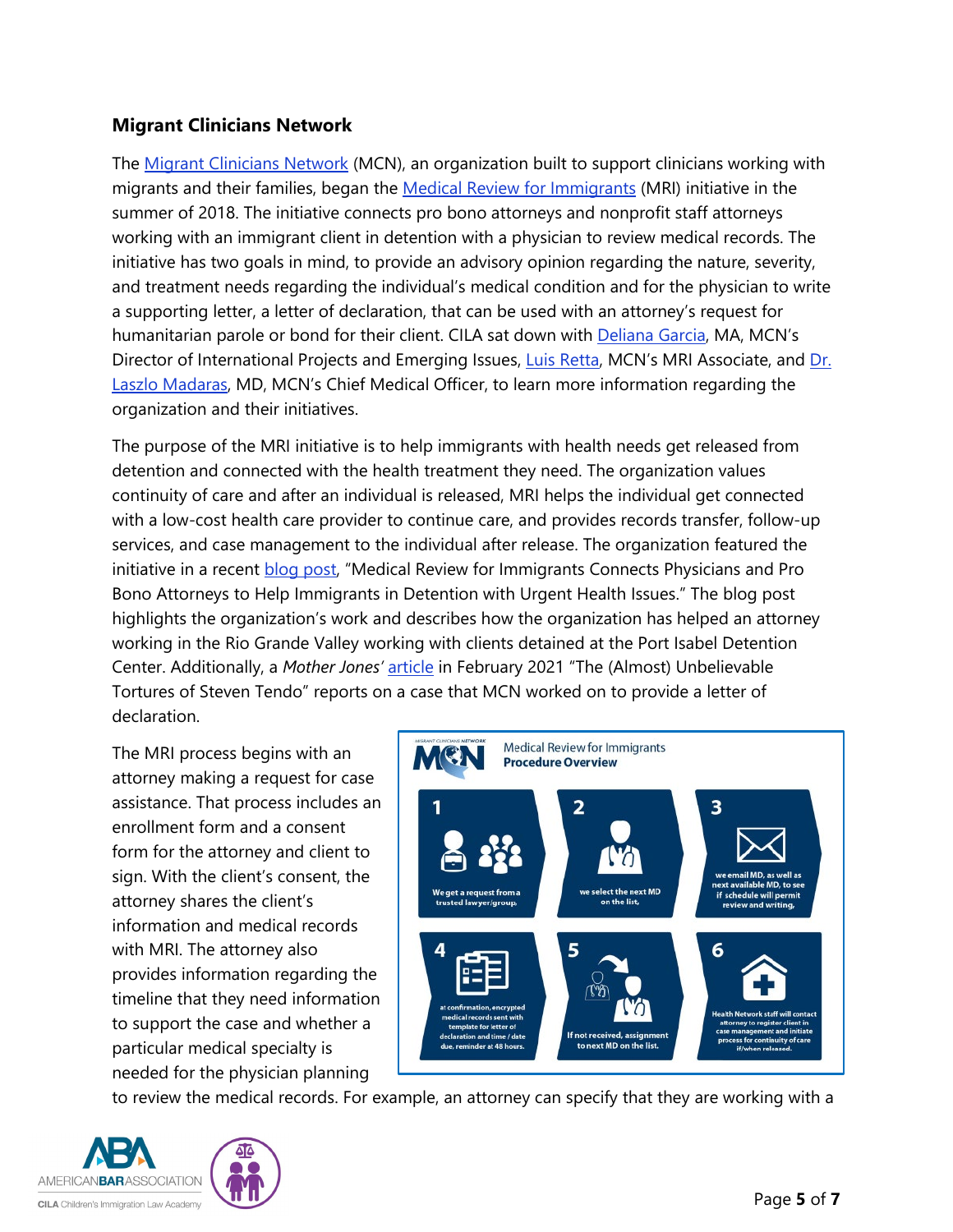## Migrant Clinicians Network

The Migrant Clinicians Network (MCN), an organization built to support clinicians working with migrants and their families, began the Medical Review for Immigrants (MRI) initiative in the summer of 2018. The initiative connects pro bono attorneys and nonprofit staff attorneys working with an immigrant client in detention with a physician to review medical records. The initiative has two goals in mind, to provide an advisory opinion regarding the nature, severity, and treatment needs regarding the individual's medical condition and for the physician to write a supporting letter, a letter of declaration, that can be used with an attorney's request for humanitarian parole or bond for their client. CILA sat down with Deliana Garcia, MA, MCN's Director of International Projects and Emerging Issues, Luis Retta, MCN's MRI Associate, and Dr. Laszlo Madaras, MD, MCN's Chief Medical Officer, to learn more information regarding the organization and their initiatives.

The purpose of the MRI initiative is to help immigrants with health needs get released from detention and connected with the health treatment they need. The organization values continuity of care and after an individual is released, MRI helps the individual get connected with a low-cost health care provider to continue care, and provides records transfer, follow-up services, and case management to the individual after release. The organization featured the initiative in a recent blog post, "Medical Review for Immigrants Connects Physicians and Pro Bono Attorneys to Help Immigrants in Detention with Urgent Health Issues." The blog post highlights the organization's work and describes how the organization has helped an attorney working in the Rio Grande Valley working with clients detained at the Port Isabel Detention Center. Additionally, a *Mother Jones'* article in February 2021 "The (Almost) Unbelievable Tortures of Steven Tendo" reports on a case that MCN worked on to provide a letter of declaration.

**Medical Review for Immigrants Procedure Overview**

1. We get a request from a trusted lawyer/group.
2. we select the next MD on the list,
3. we email MD, as well as next available MD, to see if schedule will permit review and writing,
4. at confirmation, encrypted medical records sent with template for letter of declaration and time / date due, reminder at 48 hours.
5. If not received, assignment to next MD on the list.
6. Health Network staff will contact attorney to register client in case management and initiate process for continuity of care if/when released.

The MRI process begins with an attorney making a request for case assistance. That process includes an enrollment form and a consent form for the attorney and client to sign. With the client's consent, the attorney shares the client's information and medical records with MRI. The attorney also provides information regarding the timeline that they need information to support the case and whether a particular medical specialty is needed for the physician planning to review the medical records. For example, an attorney can specify that they are working with a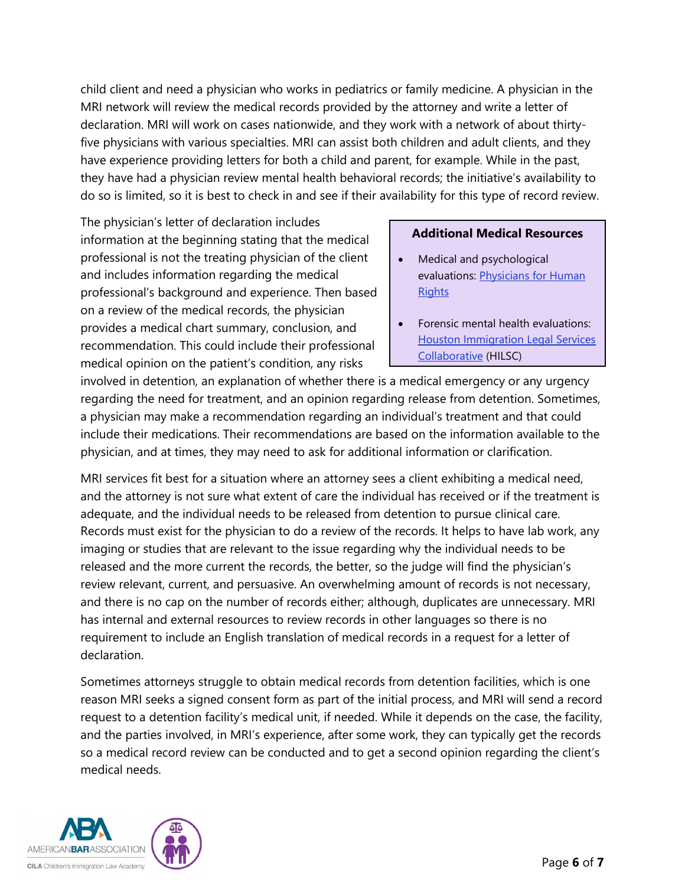child client and need a physician who works in pediatrics or family medicine. A physician in the MRI network will review the medical records provided by the attorney and write a letter of declaration. MRI will work on cases nationwide, and they work with a network of about thirty-five physicians with various specialties. MRI can assist both children and adult clients, and they have experience providing letters for both a child and parent, for example. While in the past, they have had a physician review mental health behavioral records; the initiative's availability to do so is limited, so it is best to check in and see if their availability for this type of record review.

> **Additional Medical Resources**
>
> - Medical and psychological evaluations: [Physicians for Human Rights]
> - Forensic mental health evaluations: [Houston Immigration Legal Services Collaborative] (HILSC)

The physician's letter of declaration includes information at the beginning stating that the medical professional is not the treating physician of the client and includes information regarding the medical professional's background and experience. Then based on a review of the medical records, the physician provides a medical chart summary, conclusion, and recommendation. This could include their professional medical opinion on the patient's condition, any risks involved in detention, an explanation of whether there is a medical emergency or any urgency regarding the need for treatment, and an opinion regarding release from detention. Sometimes, a physician may make a recommendation regarding an individual's treatment and that could include their medications. Their recommendations are based on the information available to the physician, and at times, they may need to ask for additional information or clarification.

MRI services fit best for a situation where an attorney sees a client exhibiting a medical need, and the attorney is not sure what extent of care the individual has received or if the treatment is adequate, and the individual needs to be released from detention to pursue clinical care. Records must exist for the physician to do a review of the records. It helps to have lab work, any imaging or studies that are relevant to the issue regarding why the individual needs to be released and the more current the records, the better, so the judge will find the physician's review relevant, current, and persuasive. An overwhelming amount of records is not necessary, and there is no cap on the number of records either; although, duplicates are unnecessary. MRI has internal and external resources to review records in other languages so there is no requirement to include an English translation of medical records in a request for a letter of declaration.

Sometimes attorneys struggle to obtain medical records from detention facilities, which is one reason MRI seeks a signed consent form as part of the initial process, and MRI will send a record request to a detention facility's medical unit, if needed. While it depends on the case, the facility, and the parties involved, in MRI's experience, after some work, they can typically get the records so a medical record review can be conducted and to get a second opinion regarding the client's medical needs.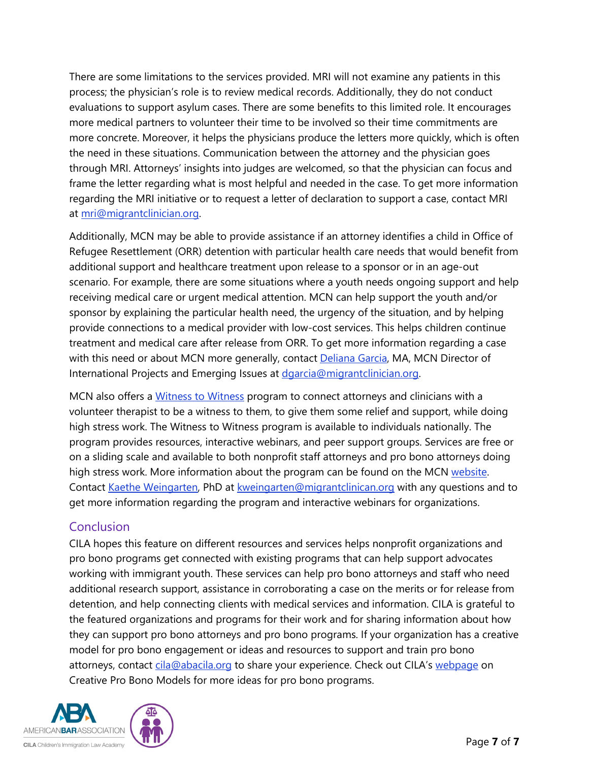There are some limitations to the services provided. MRI will not examine any patients in this process; the physician's role is to review medical records. Additionally, they do not conduct evaluations to support asylum cases. There are some benefits to this limited role. It encourages more medical partners to volunteer their time to be involved so their time commitments are more concrete. Moreover, it helps the physicians produce the letters more quickly, which is often the need in these situations. Communication between the attorney and the physician goes through MRI. Attorneys' insights into judges are welcomed, so that the physician can focus and frame the letter regarding what is most helpful and needed in the case. To get more information regarding the MRI initiative or to request a letter of declaration to support a case, contact MRI at mri@migrantclinician.org.

Additionally, MCN may be able to provide assistance if an attorney identifies a child in Office of Refugee Resettlement (ORR) detention with particular health care needs that would benefit from additional support and healthcare treatment upon release to a sponsor or in an age-out scenario. For example, there are some situations where a youth needs ongoing support and help receiving medical care or urgent medical attention. MCN can help support the youth and/or sponsor by explaining the particular health need, the urgency of the situation, and by helping provide connections to a medical provider with low-cost services. This helps children continue treatment and medical care after release from ORR. To get more information regarding a case with this need or about MCN more generally, contact Deliana Garcia, MA, MCN Director of International Projects and Emerging Issues at dgarcia@migrantclinician.org.

MCN also offers a Witness to Witness program to connect attorneys and clinicians with a volunteer therapist to be a witness to them, to give them some relief and support, while doing high stress work. The Witness to Witness program is available to individuals nationally. The program provides resources, interactive webinars, and peer support groups. Services are free or on a sliding scale and available to both nonprofit staff attorneys and pro bono attorneys doing high stress work. More information about the program can be found on the MCN website. Contact Kaethe Weingarten, PhD at kweingarten@migrantclinican.org with any questions and to get more information regarding the program and interactive webinars for organizations.

## Conclusion

CILA hopes this feature on different resources and services helps nonprofit organizations and pro bono programs get connected with existing programs that can help support advocates working with immigrant youth. These services can help pro bono attorneys and staff who need additional research support, assistance in corroborating a case on the merits or for release from detention, and help connecting clients with medical services and information. CILA is grateful to the featured organizations and programs for their work and for sharing information about how they can support pro bono attorneys and pro bono programs. If your organization has a creative model for pro bono engagement or ideas and resources to support and train pro bono attorneys, contact cila@abacila.org to share your experience. Check out CILA's webpage on Creative Pro Bono Models for more ideas for pro bono programs.